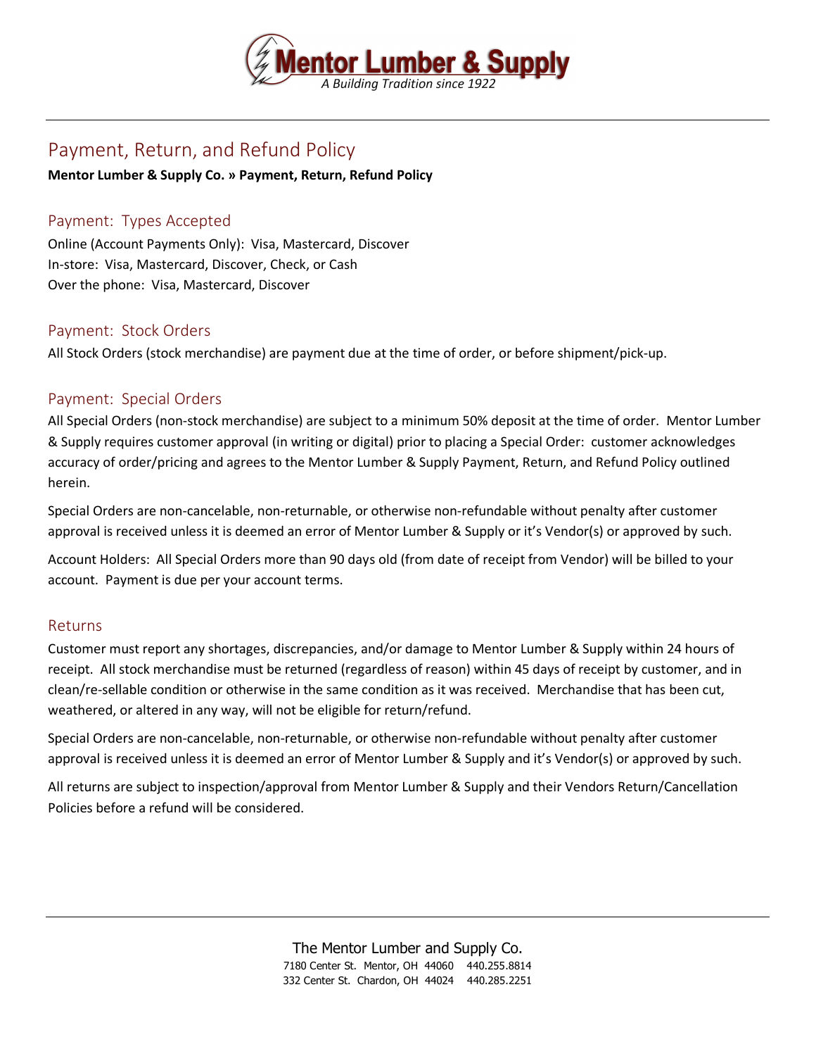# Mentor Lumber & Supply

*A Building Tradition since 1922*

## Payment, Return, and Refund Policy

**Mentor Lumber & Supply Co. » Payment, Return, Refund Policy**

### Payment: Types Accepted

Online (Account Payments Only): Visa, Mastercard, Discover
In-store: Visa, Mastercard, Discover, Check, or Cash
Over the phone: Visa, Mastercard, Discover

### Payment: Stock Orders

All Stock Orders (stock merchandise) are payment due at the time of order, or before shipment/pick-up.

### Payment: Special Orders

All Special Orders (non-stock merchandise) are subject to a minimum 50% deposit at the time of order. Mentor Lumber & Supply requires customer approval (in writing or digital) prior to placing a Special Order: customer acknowledges accuracy of order/pricing and agrees to the Mentor Lumber & Supply Payment, Return, and Refund Policy outlined herein.

Special Orders are non-cancelable, non-returnable, or otherwise non-refundable without penalty after customer approval is received unless it is deemed an error of Mentor Lumber & Supply or it's Vendor(s) or approved by such.

Account Holders: All Special Orders more than 90 days old (from date of receipt from Vendor) will be billed to your account. Payment is due per your account terms.

### Returns

Customer must report any shortages, discrepancies, and/or damage to Mentor Lumber & Supply within 24 hours of receipt. All stock merchandise must be returned (regardless of reason) within 45 days of receipt by customer, and in clean/re-sellable condition or otherwise in the same condition as it was received. Merchandise that has been cut, weathered, or altered in any way, will not be eligible for return/refund.

Special Orders are non-cancelable, non-returnable, or otherwise non-refundable without penalty after customer approval is received unless it is deemed an error of Mentor Lumber & Supply and it's Vendor(s) or approved by such.

All returns are subject to inspection/approval from Mentor Lumber & Supply and their Vendors Return/Cancellation Policies before a refund will be considered.

The Mentor Lumber and Supply Co.
7180 Center St. Mentor, OH 44060 440.255.8814
332 Center St. Chardon, OH 44024 440.285.2251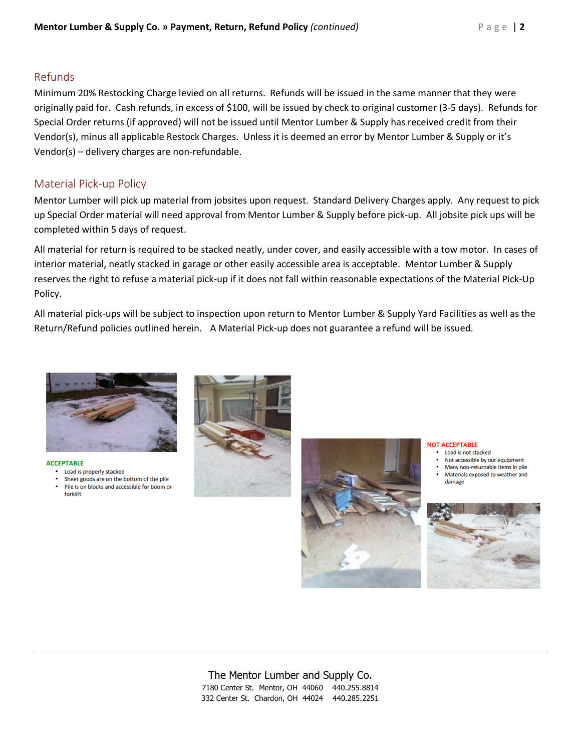## Refunds

Minimum 20% Restocking Charge levied on all returns. Refunds will be issued in the same manner that they were originally paid for. Cash refunds, in excess of $100, will be issued by check to original customer (3-5 days). Refunds for Special Order returns (if approved) will not be issued until Mentor Lumber & Supply has received credit from their Vendor(s), minus all applicable Restock Charges. Unless it is deemed an error by Mentor Lumber & Supply or it's Vendor(s) – delivery charges are non-refundable.

## Material Pick-up Policy

Mentor Lumber will pick up material from jobsites upon request. Standard Delivery Charges apply. Any request to pick up Special Order material will need approval from Mentor Lumber & Supply before pick-up. All jobsite pick ups will be completed within 5 days of request.

All material for return is required to be stacked neatly, under cover, and easily accessible with a tow motor. In cases of interior material, neatly stacked in garage or other easily accessible area is acceptable. Mentor Lumber & Supply reserves the right to refuse a material pick-up if it does not fall within reasonable expectations of the Material Pick-Up Policy.

All material pick-ups will be subject to inspection upon return to Mentor Lumber & Supply Yard Facilities as well as the Return/Refund policies outlined herein. A Material Pick-up does not guarantee a refund will be issued.

**ACCEPTABLE**

- Load is properly stacked
- Sheet goods are on the bottom of the pile
- Pile is on blocks and accessible for boom or forklift

**NOT ACCEPTABLE**

- Load is not stacked
- Not accessible by our equipment
- Many non-returnable items in pile
- Materials exposed to weather and damage

The Mentor Lumber and Supply Co.
7180 Center St. Mentor, OH 44060 440.255.8814
332 Center St. Chardon, OH 44024 440.285.2251